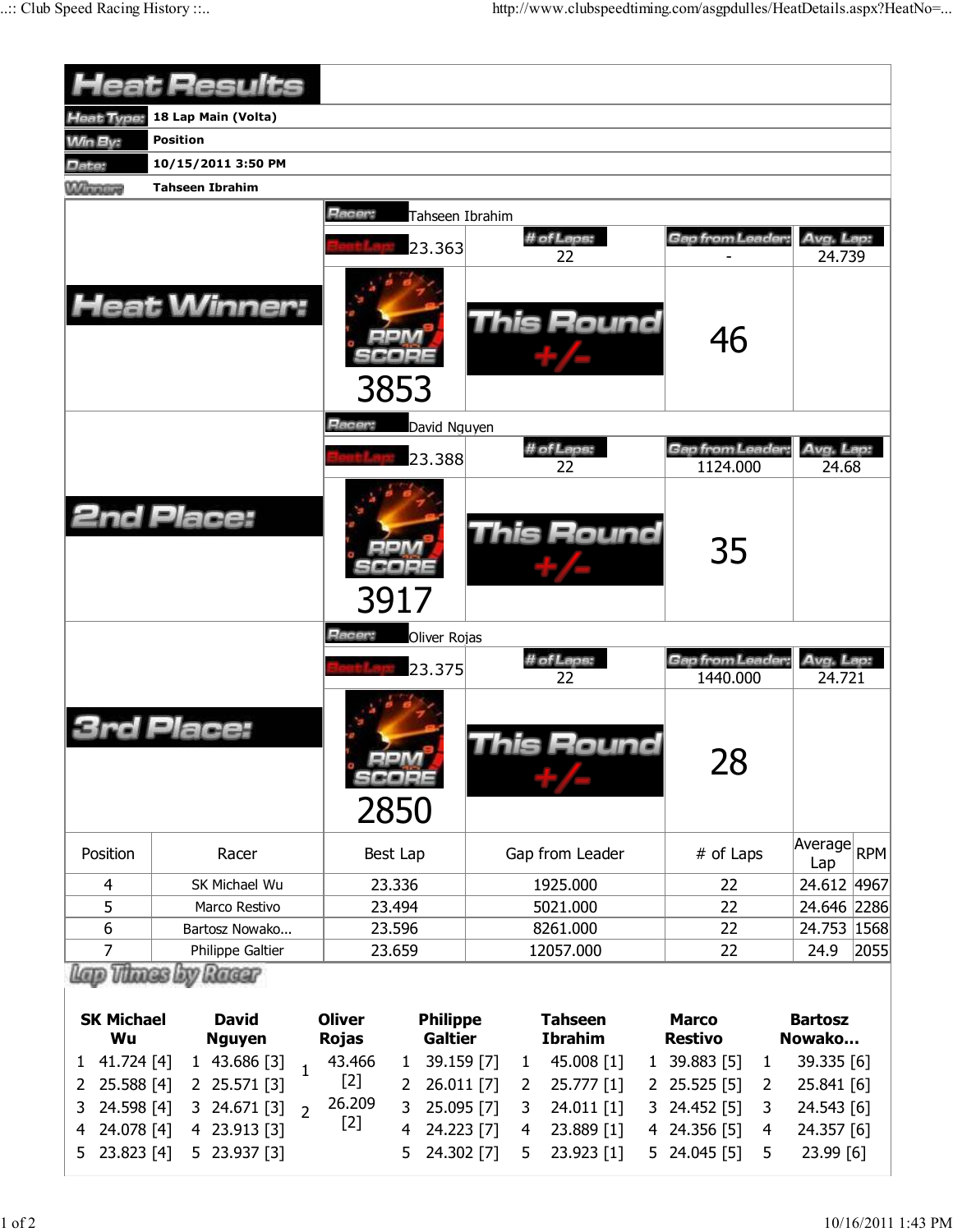# Heat Results

**Heat Type:** 18 Lap Main (Volta)

**Win By:** Position

**Date:** 10/15/2011 3:50 PM

**Winner:** Tahseen Ibrahim

## Heat Winner:

**Racer:** Tahseen Ibrahim

| Best Lap | # of Laps | Gap from Leader | Avg. Lap |
|---|---|---|---|
| 23.363 | 22 | - | 24.739 |

RPM SCORE: 3853

This Round +/-: 46

## 2nd Place:

**Racer:** David Nguyen

| Best Lap | # of Laps | Gap from Leader | Avg. Lap |
|---|---|---|---|
| 23.388 | 22 | 1124.000 | 24.68 |

RPM SCORE: 3917

This Round +/-: 35

## 3rd Place:

**Racer:** Oliver Rojas

| Best Lap | # of Laps | Gap from Leader | Avg. Lap |
|---|---|---|---|
| 23.375 | 22 | 1440.000 | 24.721 |

RPM SCORE: 2850

This Round +/-: 28

| Position | Racer | Best Lap | Gap from Leader | # of Laps | Average Lap | RPM |
|---|---|---|---|---|---|---|
| 4 | SK Michael Wu | 23.336 | 1925.000 | 22 | 24.612 | 4967 |
| 5 | Marco Restivo | 23.494 | 5021.000 | 22 | 24.646 | 2286 |
| 6 | Bartosz Nowako... | 23.596 | 8261.000 | 22 | 24.753 | 1568 |
| 7 | Philippe Galtier | 23.659 | 12057.000 | 22 | 24.9 | 2055 |

## Lap Times by Racer

| Lap | SK Michael Wu | David Nguyen | Oliver Rojas | Philippe Galtier | Tahseen Ibrahim | Marco Restivo | Bartosz Nowako... |
|---|---|---|---|---|---|---|---|
| 1 | 41.724 [4] | 43.686 [3] | 43.466 [2] | 39.159 [7] | 45.008 [1] | 39.883 [5] | 39.335 [6] |
| 2 | 25.588 [4] | 25.571 [3] | 26.209 [2] | 26.011 [7] | 25.777 [1] | 25.525 [5] | 25.841 [6] |
| 3 | 24.598 [4] | 24.671 [3] | | 25.095 [7] | 24.011 [1] | 24.452 [5] | 24.543 [6] |
| 4 | 24.078 [4] | 23.913 [3] | | 24.223 [7] | 23.889 [1] | 24.356 [5] | 24.357 [6] |
| 5 | 23.823 [4] | 23.937 [3] | | 24.302 [7] | 23.923 [1] | 24.045 [5] | 23.99 [6] |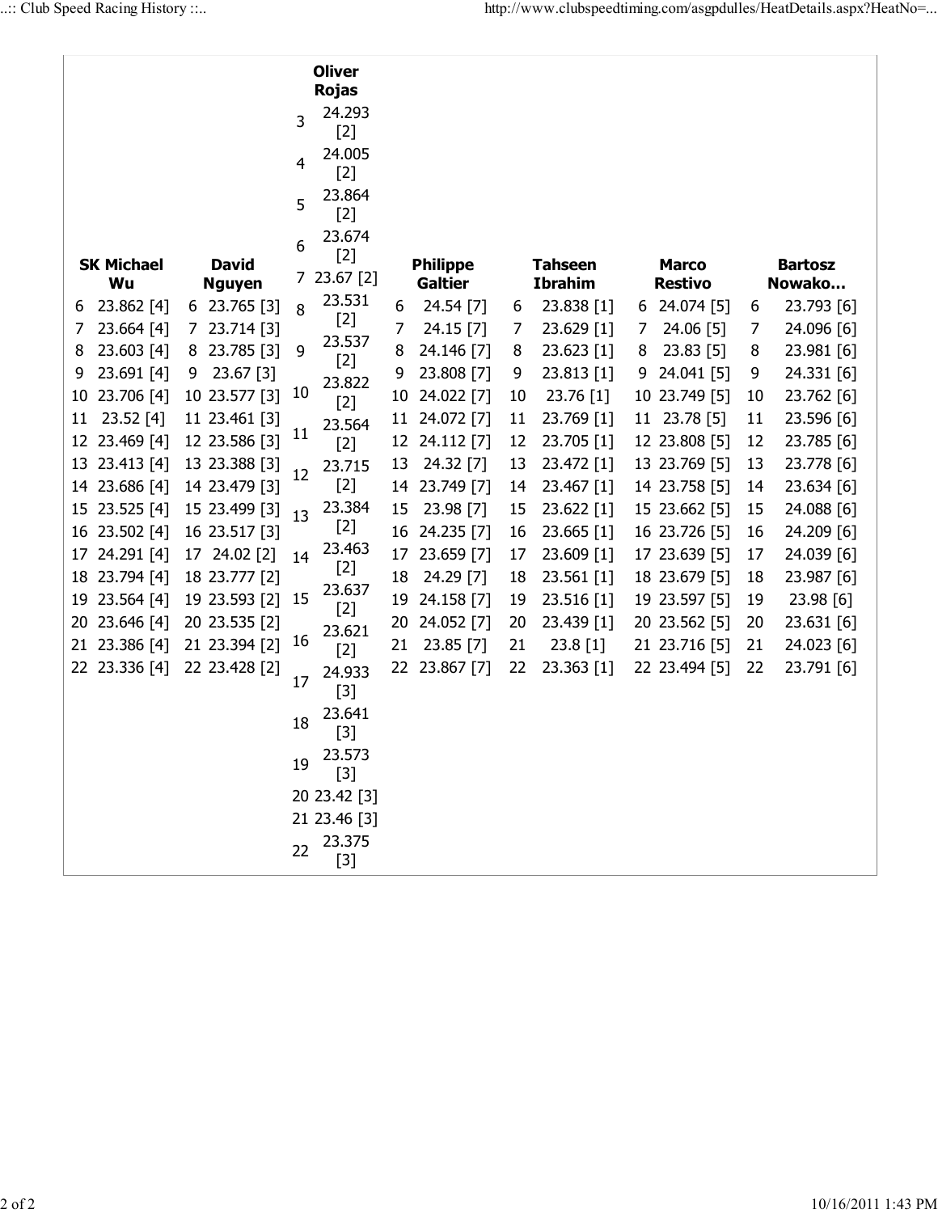| Lap | SK Michael Wu | Lap | David Nguyen | Lap | Oliver Rojas | Lap | Philippe Galtier | Lap | Tahseen Ibrahim | Lap | Marco Restivo | Lap | Bartosz Nowako… |
|---|---|---|---|---|---|---|---|---|---|---|---|---|---|
| | | | | 3 | 24.293 [2] | | | | | | | | |
| | | | | 4 | 24.005 [2] | | | | | | | | |
| | | | | 5 | 23.864 [2] | | | | | | | | |
| | | | | 6 | 23.674 [2] | | | | | | | | |
| | | | | 7 | 23.67 [2] | | | | | | | | |
| 6 | 23.862 [4] | 6 | 23.765 [3] | 8 | 23.531 [2] | 6 | 24.54 [7] | 6 | 23.838 [1] | 6 | 24.074 [5] | 6 | 23.793 [6] |
| 7 | 23.664 [4] | 7 | 23.714 [3] | 9 | 23.537 [2] | 7 | 24.15 [7] | 7 | 23.629 [1] | 7 | 24.06 [5] | 7 | 24.096 [6] |
| 8 | 23.603 [4] | 8 | 23.785 [3] | 10 | 23.822 [2] | 8 | 24.146 [7] | 8 | 23.623 [1] | 8 | 23.83 [5] | 8 | 23.981 [6] |
| 9 | 23.691 [4] | 9 | 23.67 [3] | 11 | 23.564 [2] | 9 | 23.808 [7] | 9 | 23.813 [1] | 9 | 24.041 [5] | 9 | 24.331 [6] |
| 10 | 23.706 [4] | 10 | 23.577 [3] | 12 | 23.715 [2] | 10 | 24.022 [7] | 10 | 23.76 [1] | 10 | 23.749 [5] | 10 | 23.762 [6] |
| 11 | 23.52 [4] | 11 | 23.461 [3] | 13 | 23.384 [2] | 11 | 24.072 [7] | 11 | 23.769 [1] | 11 | 23.78 [5] | 11 | 23.596 [6] |
| 12 | 23.469 [4] | 12 | 23.586 [3] | 14 | 23.463 [2] | 12 | 24.112 [7] | 12 | 23.705 [1] | 12 | 23.808 [5] | 12 | 23.785 [6] |
| 13 | 23.413 [4] | 13 | 23.388 [3] | 15 | 23.637 [2] | 13 | 24.32 [7] | 13 | 23.472 [1] | 13 | 23.769 [5] | 13 | 23.778 [6] |
| 14 | 23.686 [4] | 14 | 23.479 [3] | 16 | 23.621 [2] | 14 | 23.749 [7] | 14 | 23.467 [1] | 14 | 23.758 [5] | 14 | 23.634 [6] |
| 15 | 23.525 [4] | 15 | 23.499 [3] | 17 | 24.933 [3] | 15 | 23.98 [7] | 15 | 23.622 [1] | 15 | 23.662 [5] | 15 | 24.088 [6] |
| 16 | 23.502 [4] | 16 | 23.517 [3] | 18 | 23.641 [3] | 16 | 24.235 [7] | 16 | 23.665 [1] | 16 | 23.726 [5] | 16 | 24.209 [6] |
| 17 | 24.291 [4] | 17 | 24.02 [2] | 19 | 23.573 [3] | 17 | 23.659 [7] | 17 | 23.609 [1] | 17 | 23.639 [5] | 17 | 24.039 [6] |
| 18 | 23.794 [4] | 18 | 23.777 [2] | 20 | 23.42 [3] | 18 | 24.29 [7] | 18 | 23.561 [1] | 18 | 23.679 [5] | 18 | 23.987 [6] |
| 19 | 23.564 [4] | 19 | 23.593 [2] | 21 | 23.46 [3] | 19 | 24.158 [7] | 19 | 23.516 [1] | 19 | 23.597 [5] | 19 | 23.98 [6] |
| 20 | 23.646 [4] | 20 | 23.535 [2] | 22 | 23.375 [3] | 20 | 24.052 [7] | 20 | 23.439 [1] | 20 | 23.562 [5] | 20 | 23.631 [6] |
| 21 | 23.386 [4] | 21 | 23.394 [2] | | | 21 | 23.85 [7] | 21 | 23.8 [1] | 21 | 23.716 [5] | 21 | 24.023 [6] |
| 22 | 23.336 [4] | 22 | 23.428 [2] | | | 22 | 23.867 [7] | 22 | 23.363 [1] | 22 | 23.494 [5] | 22 | 23.791 [6] |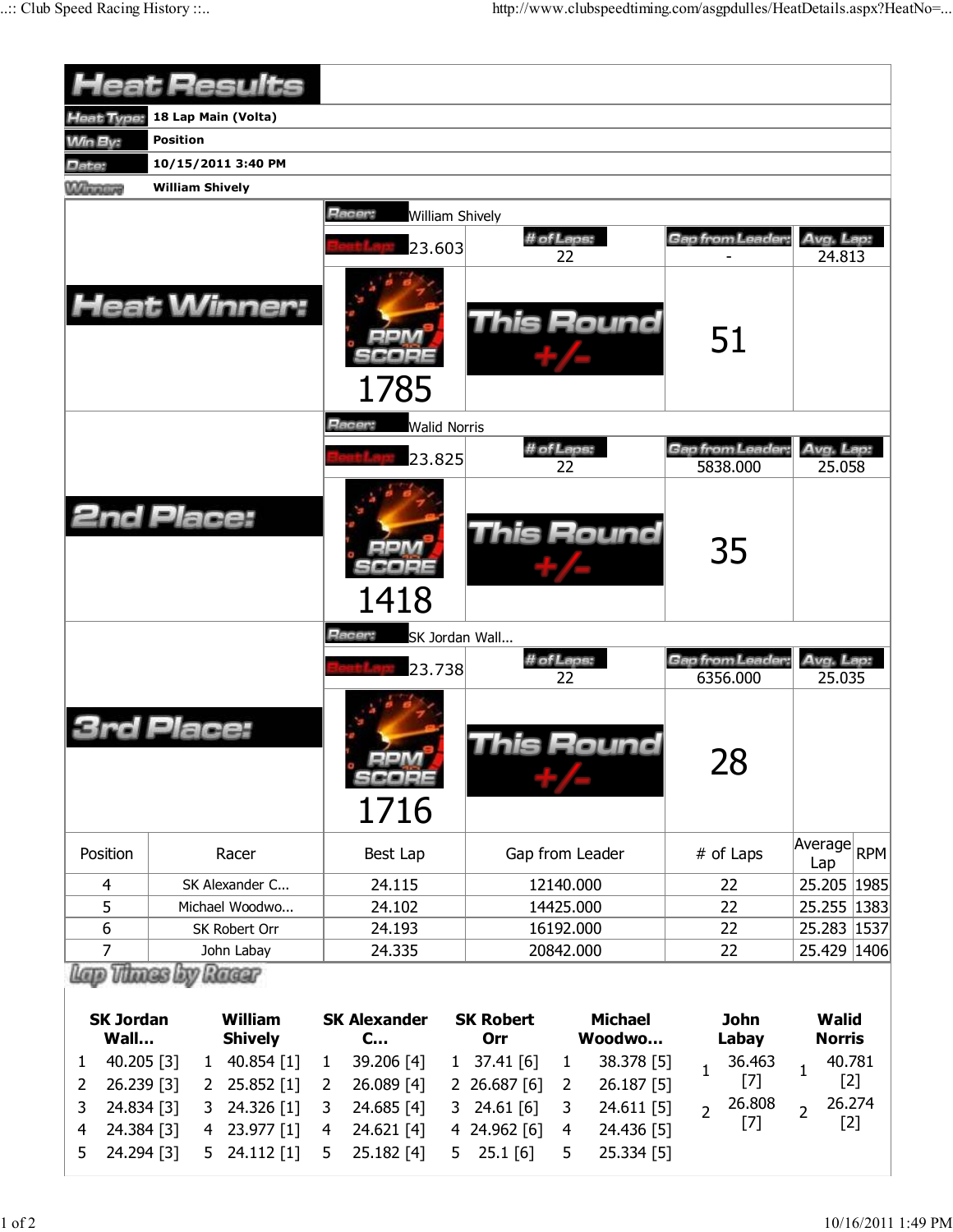# Heat Results

| | |
|---|---|
| **Heat Type:** | **18 Lap Main (Volta)** |
| **Win By:** | **Position** |
| **Date:** | **10/15/2011 3:40 PM** |
| **Winners** | **William Shively** |

## Heat Winner:

**Racer:** William Shively

| Best Lap | # of Laps | Gap from Leader | Avg. Lap |
|---|---|---|---|
| 23.603 | 22 | - | 24.813 |

| RPM SCORE | This Round +/- |
|---|---|
| 1785 | 51 |

## 2nd Place:

**Racer:** Walid Norris

| Best Lap | # of Laps | Gap from Leader | Avg. Lap |
|---|---|---|---|
| 23.825 | 22 | 5838.000 | 25.058 |

| RPM SCORE | This Round +/- |
|---|---|
| 1418 | 35 |

## 3rd Place:

**Racer:** SK Jordan Wall...

| Best Lap | # of Laps | Gap from Leader | Avg. Lap |
|---|---|---|---|
| 23.738 | 22 | 6356.000 | 25.035 |

| RPM SCORE | This Round +/- |
|---|---|
| 1716 | 28 |

| Position | Racer | Best Lap | Gap from Leader | # of Laps | Average Lap | RPM |
|---|---|---|---|---|---|---|
| 4 | SK Alexander C... | 24.115 | 12140.000 | 22 | 25.205 | 1985 |
| 5 | Michael Woodwo... | 24.102 | 14425.000 | 22 | 25.255 | 1383 |
| 6 | SK Robert Orr | 24.193 | 16192.000 | 22 | 25.283 | 1537 |
| 7 | John Labay | 24.335 | 20842.000 | 22 | 25.429 | 1406 |

## Lap Times by Racer

| SK Jordan Wall... | | William Shively | | SK Alexander C... | | SK Robert Orr | | Michael Woodwo... | | John Labay | | Walid Norris | |
|---|---|---|---|---|---|---|---|---|---|---|---|---|---|
| 1 | 40.205 [3] | 1 | 40.854 [1] | 1 | 39.206 [4] | 1 | 37.41 [6] | 1 | 38.378 [5] | 1 | 36.463 [7] | 1 | 40.781 [2] |
| 2 | 26.239 [3] | 2 | 25.852 [1] | 2 | 26.089 [4] | 2 | 26.687 [6] | 2 | 26.187 [5] | 2 | 26.808 [7] | 2 | 26.274 [2] |
| 3 | 24.834 [3] | 3 | 24.326 [1] | 3 | 24.685 [4] | 3 | 24.61 [6] | 3 | 24.611 [5] | | | | |
| 4 | 24.384 [3] | 4 | 23.977 [1] | 4 | 24.621 [4] | 4 | 24.962 [6] | 4 | 24.436 [5] | | | | |
| 5 | 24.294 [3] | 5 | 24.112 [1] | 5 | 25.182 [4] | 5 | 25.1 [6] | 5 | 25.334 [5] | | | | |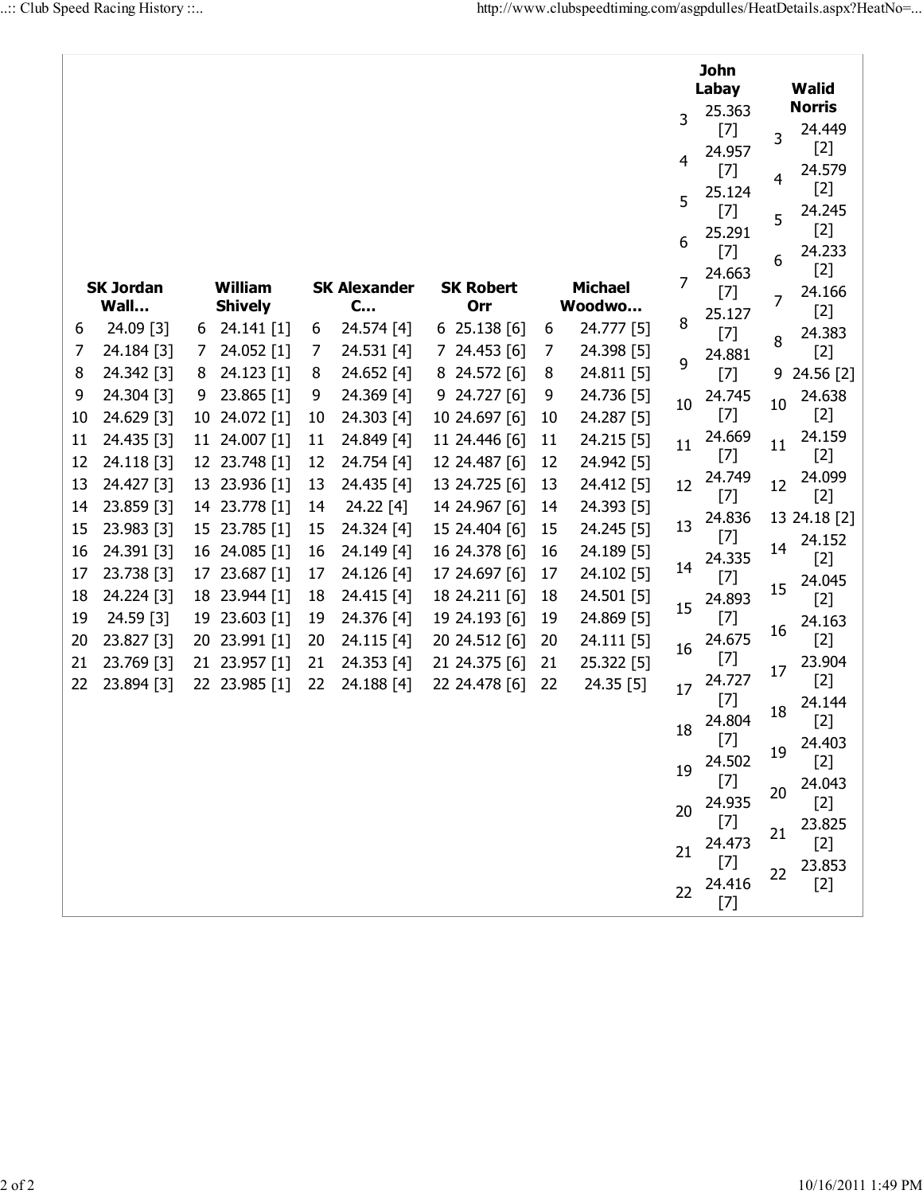| Lap | SK Jordan Wall… | William Shively | SK Alexander C… | SK Robert Orr | Michael Woodwo… | John Labay | Walid Norris |
|---|---|---|---|---|---|---|---|
| 3 | | | | | | 25.363 [7] | 24.449 [2] |
| 4 | | | | | | 24.957 [7] | 24.579 [2] |
| 5 | | | | | | 25.124 [7] | 24.245 [2] |
| 6 | 24.09 [3] | 24.141 [1] | 24.574 [4] | 25.138 [6] | 24.777 [5] | 25.291 [7] | 24.233 [2] |
| 7 | 24.184 [3] | 24.052 [1] | 24.531 [4] | 24.453 [6] | 24.398 [5] | 24.663 [7] | 24.166 [2] |
| 8 | 24.342 [3] | 24.123 [1] | 24.652 [4] | 24.572 [6] | 24.811 [5] | 25.127 [7] | 24.383 [2] |
| 9 | 24.304 [3] | 23.865 [1] | 24.369 [4] | 24.727 [6] | 24.736 [5] | 24.881 [7] | 24.56 [2] |
| 10 | 24.629 [3] | 24.072 [1] | 24.303 [4] | 24.697 [6] | 24.287 [5] | 24.745 [7] | 24.638 [2] |
| 11 | 24.435 [3] | 24.007 [1] | 24.849 [4] | 24.446 [6] | 24.215 [5] | 24.669 [7] | 24.159 [2] |
| 12 | 24.118 [3] | 23.748 [1] | 24.754 [4] | 24.487 [6] | 24.942 [5] | 24.749 [7] | 24.099 [2] |
| 13 | 24.427 [3] | 23.936 [1] | 24.435 [4] | 24.725 [6] | 24.412 [5] | 24.836 [7] | 24.18 [2] |
| 14 | 23.859 [3] | 23.778 [1] | 24.22 [4] | 24.967 [6] | 24.393 [5] | 24.335 [7] | 24.152 [2] |
| 15 | 23.983 [3] | 23.785 [1] | 24.324 [4] | 24.404 [6] | 24.245 [5] | 24.893 [7] | 24.045 [2] |
| 16 | 24.391 [3] | 24.085 [1] | 24.149 [4] | 24.378 [6] | 24.189 [5] | 24.675 [7] | 24.163 [2] |
| 17 | 23.738 [3] | 23.687 [1] | 24.126 [4] | 24.697 [6] | 24.102 [5] | 24.727 [7] | 23.904 [2] |
| 18 | 24.224 [3] | 23.944 [1] | 24.415 [4] | 24.211 [6] | 24.501 [5] | 24.804 [7] | 24.144 [2] |
| 19 | 24.59 [3] | 23.603 [1] | 24.376 [4] | 24.193 [6] | 24.869 [5] | 24.502 [7] | 24.403 [2] |
| 20 | 23.827 [3] | 23.991 [1] | 24.115 [4] | 24.512 [6] | 24.111 [5] | 24.935 [7] | 24.043 [2] |
| 21 | 23.769 [3] | 23.957 [1] | 24.353 [4] | 24.375 [6] | 25.322 [5] | 24.473 [7] | 23.825 [2] |
| 22 | 23.894 [3] | 23.985 [1] | 24.188 [4] | 24.478 [6] | 24.35 [5] | 24.416 [7] | 23.853 [2] |